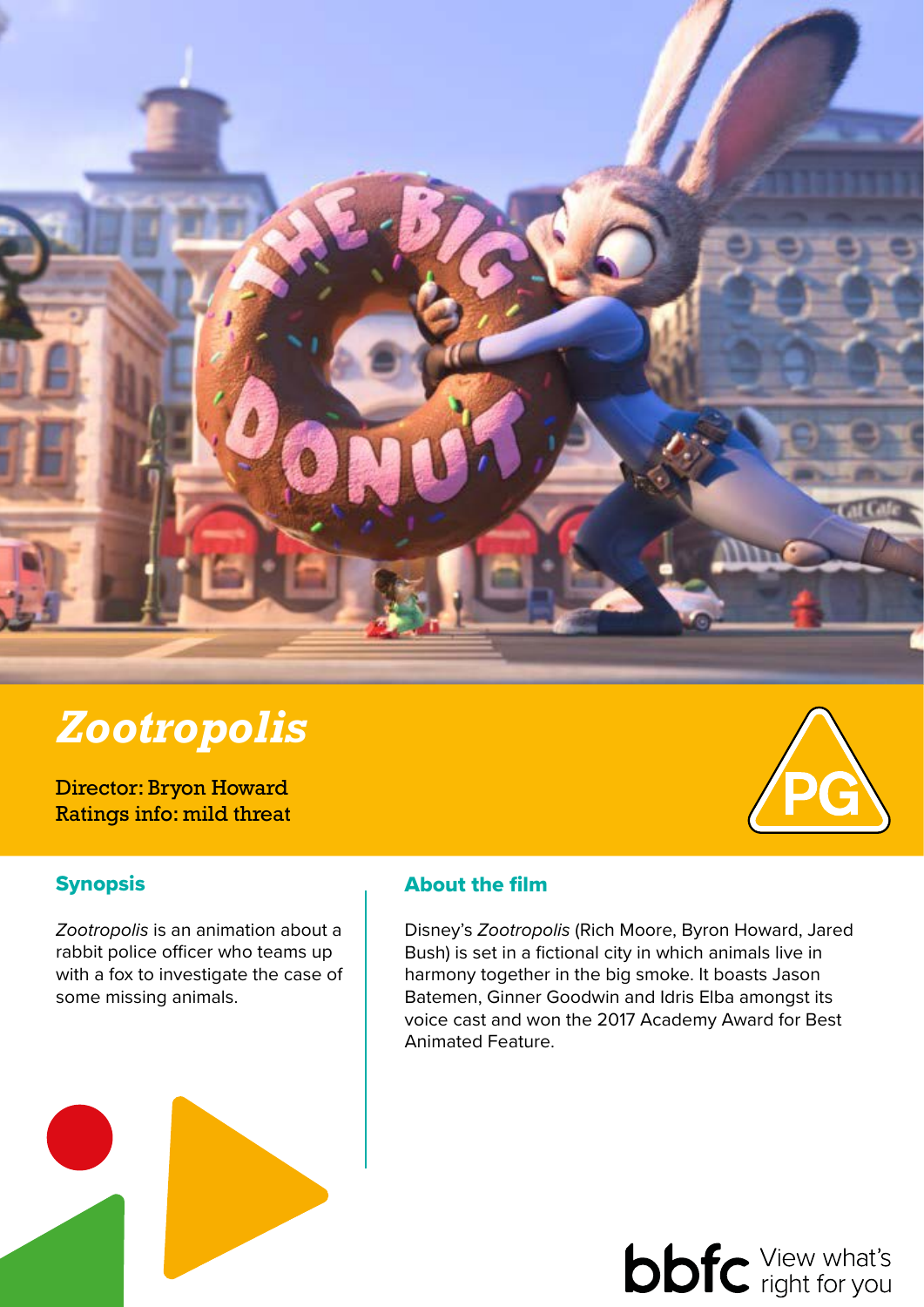# *Zootropolis*

Director: Bryon Howard
Ratings info: mild threat

PG

## Synopsis

*Zootropolis* is an animation about a rabbit police officer who teams up with a fox to investigate the case of some missing animals.

## About the film

Disney's *Zootropolis* (Rich Moore, Byron Howard, Jared Bush) is set in a fictional city in which animals live in harmony together in the big smoke. It boasts Jason Batemen, Ginner Goodwin and Idris Elba amongst its voice cast and won the 2017 Academy Award for Best Animated Feature.

bbfc View what's right for you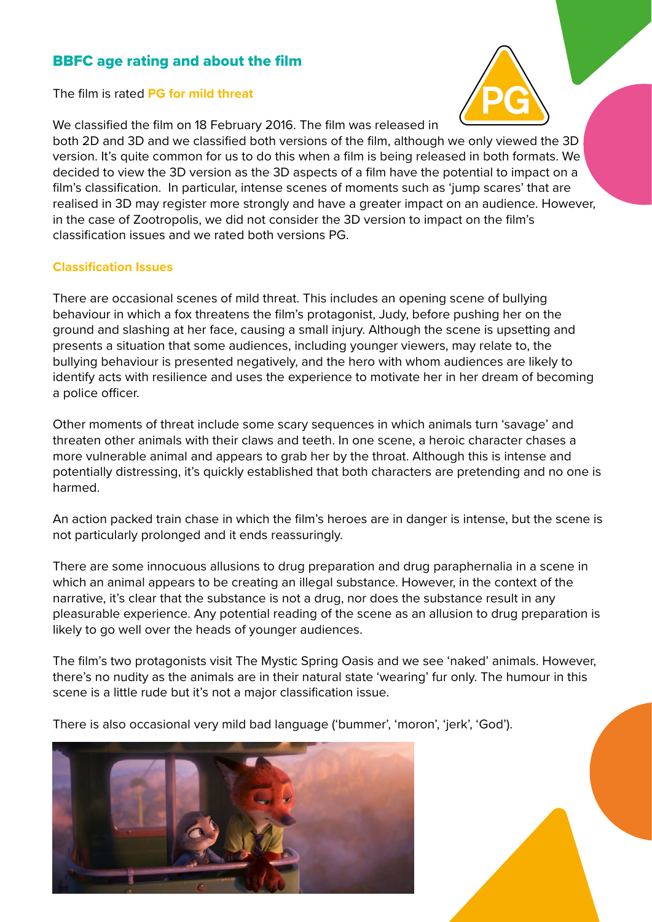## BBFC age rating and about the film

The film is rated **PG for mild threat**

We classified the film on 18 February 2016. The film was released in both 2D and 3D and we classified both versions of the film, although we only viewed the 3D version. It's quite common for us to do this when a film is being released in both formats. We decided to view the 3D version as the 3D aspects of a film have the potential to impact on a film's classification. In particular, intense scenes of moments such as 'jump scares' that are realised in 3D may register more strongly and have a greater impact on an audience. However, in the case of Zootropolis, we did not consider the 3D version to impact on the film's classification issues and we rated both versions PG.

### Classification Issues

There are occasional scenes of mild threat. This includes an opening scene of bullying behaviour in which a fox threatens the film's protagonist, Judy, before pushing her on the ground and slashing at her face, causing a small injury. Although the scene is upsetting and presents a situation that some audiences, including younger viewers, may relate to, the bullying behaviour is presented negatively, and the hero with whom audiences are likely to identify acts with resilience and uses the experience to motivate her in her dream of becoming a police officer.

Other moments of threat include some scary sequences in which animals turn 'savage' and threaten other animals with their claws and teeth. In one scene, a heroic character chases a more vulnerable animal and appears to grab her by the throat. Although this is intense and potentially distressing, it's quickly established that both characters are pretending and no one is harmed.

An action packed train chase in which the film's heroes are in danger is intense, but the scene is not particularly prolonged and it ends reassuringly.

There are some innocuous allusions to drug preparation and drug paraphernalia in a scene in which an animal appears to be creating an illegal substance. However, in the context of the narrative, it's clear that the substance is not a drug, nor does the substance result in any pleasurable experience. Any potential reading of the scene as an allusion to drug preparation is likely to go well over the heads of younger audiences.

The film's two protagonists visit The Mystic Spring Oasis and we see 'naked' animals. However, there's no nudity as the animals are in their natural state 'wearing' fur only. The humour in this scene is a little rude but it's not a major classification issue.

There is also occasional very mild bad language ('bummer', 'moron', 'jerk', 'God').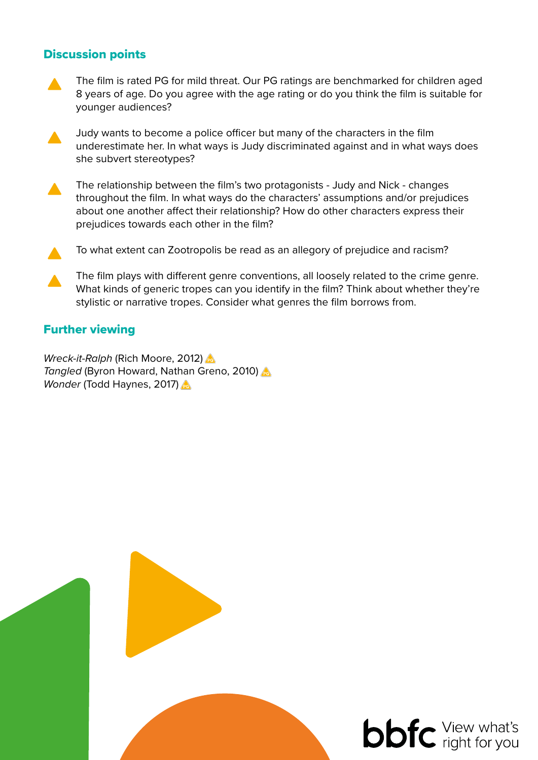## Discussion points

- The film is rated PG for mild threat. Our PG ratings are benchmarked for children aged 8 years of age. Do you agree with the age rating or do you think the film is suitable for younger audiences?
- Judy wants to become a police officer but many of the characters in the film underestimate her. In what ways is Judy discriminated against and in what ways does she subvert stereotypes?
- The relationship between the film's two protagonists - Judy and Nick - changes throughout the film. In what ways do the characters' assumptions and/or prejudices about one another affect their relationship? How do other characters express their prejudices towards each other in the film?
- To what extent can Zootropolis be read as an allegory of prejudice and racism?
- The film plays with different genre conventions, all loosely related to the crime genre. What kinds of generic tropes can you identify in the film? Think about whether they're stylistic or narrative tropes. Consider what genres the film borrows from.

## Further viewing

*Wreck-it-Ralph* (Rich Moore, 2012) PG
*Tangled* (Byron Howard, Nathan Greno, 2010) PG
*Wonder* (Todd Haynes, 2017) PG

bbfc View what's right for you